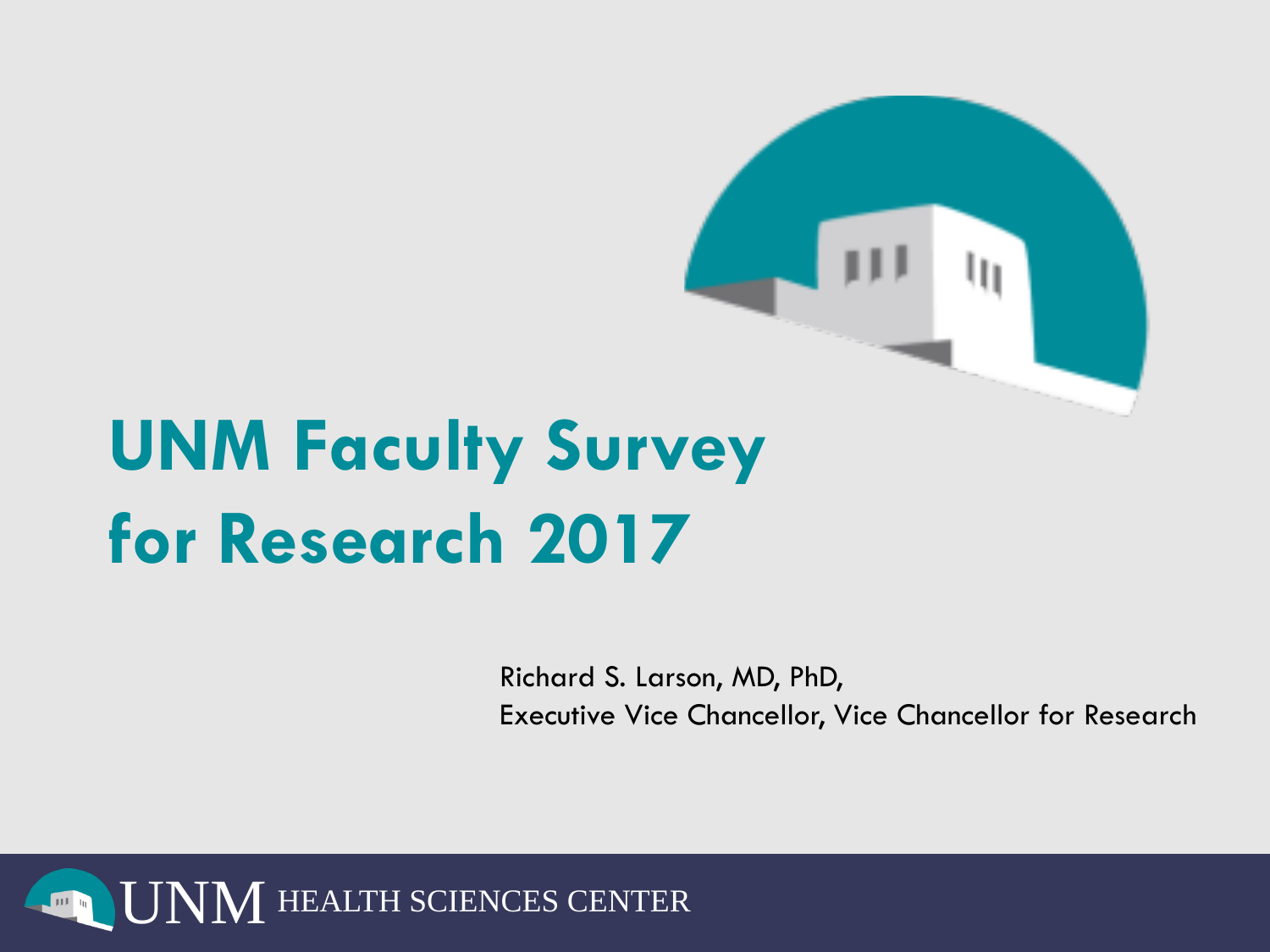# UNM Faculty Survey for Research 2017

Richard S. Larson, MD, PhD,
Executive Vice Chancellor, Vice Chancellor for Research

UNM HEALTH SCIENCES CENTER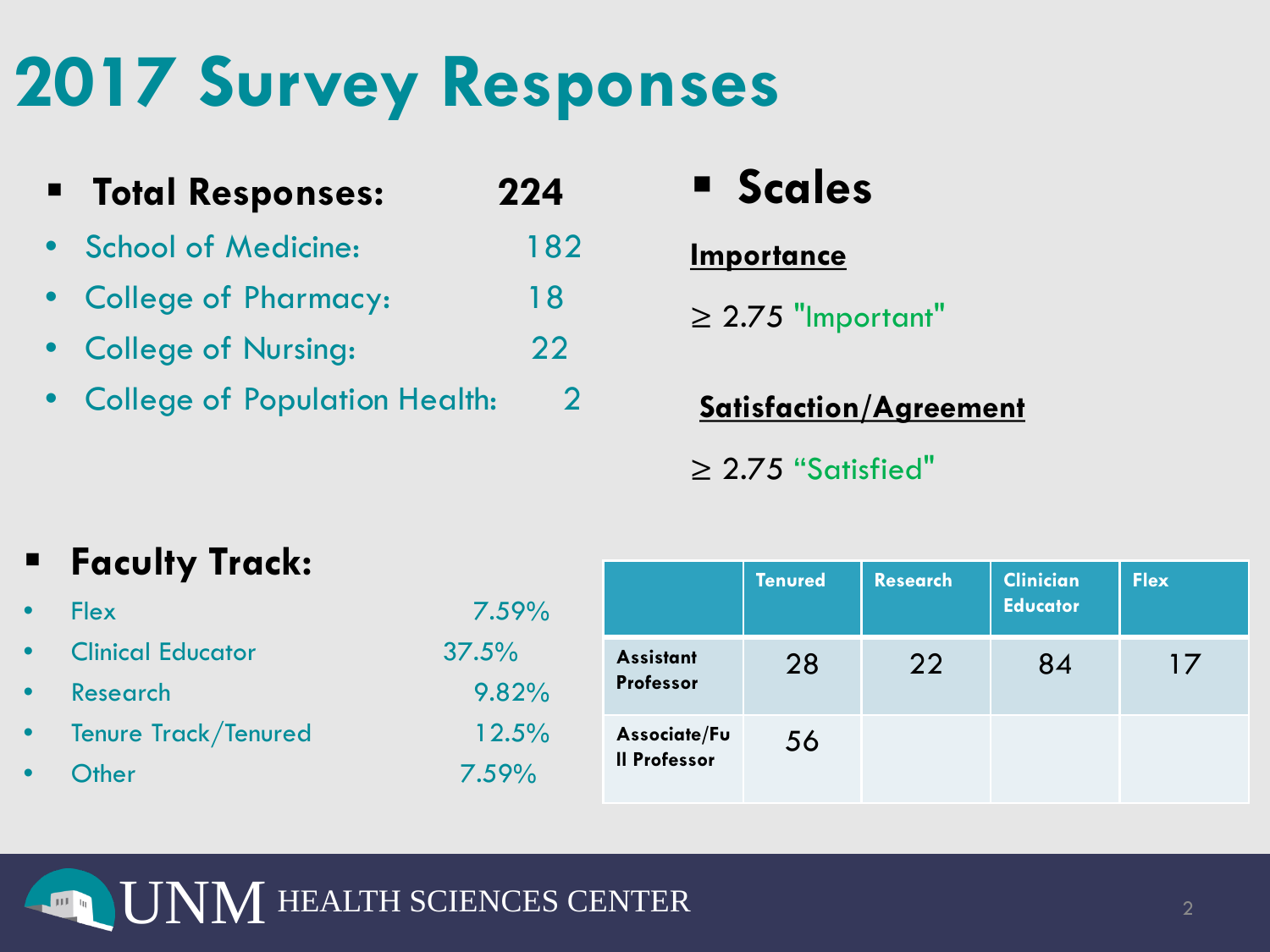# 2017 Survey Responses

- **Total Responses: 224**
  - School of Medicine: 182
  - College of Pharmacy: 18
  - College of Nursing: 22
  - College of Population Health: 2

- **Scales**

**Importance**

$\geq$ 2.75 "Important"

**Satisfaction/Agreement**

$\geq$ 2.75 "Satisfied"

- **Faculty Track:**
  - Flex 7.59%
  - Clinical Educator 37.5%
  - Research 9.82%
  - Tenure Track/Tenured 12.5%
  - Other 7.59%

| | Tenured | Research | Clinician Educator | Flex |
|---|---|---|---|---|
| Assistant Professor | 28 | 22 | 84 | 17 |
| Associate/Full Professor | 56 | | | |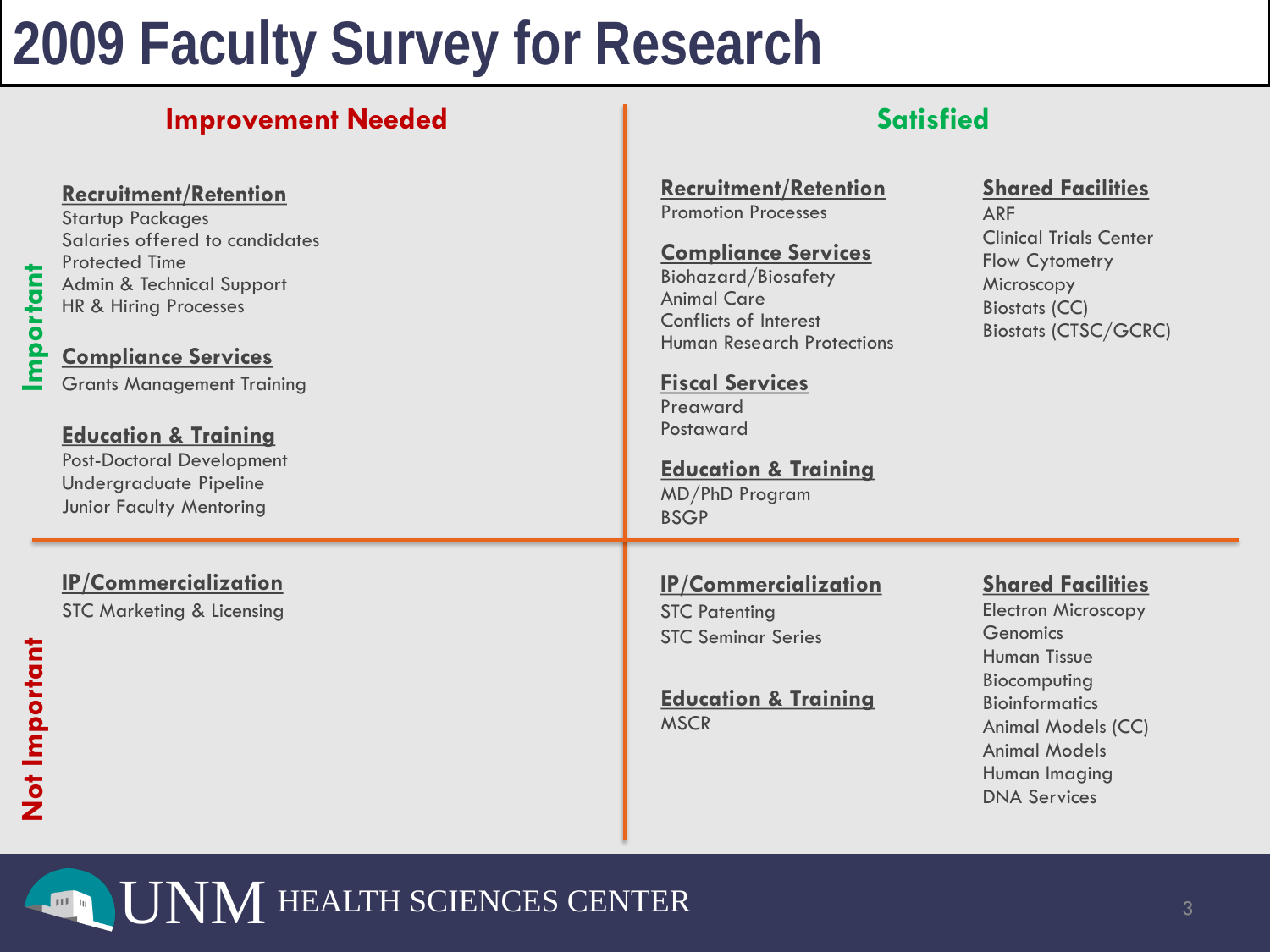# 2009 Faculty Survey for Research

## Important — Improvement Needed

**Recruitment/Retention**
- Startup Packages
- Salaries offered to candidates
- Protected Time
- Admin & Technical Support
- HR & Hiring Processes

**Compliance Services**
- Grants Management Training

**Education & Training**
- Post-Doctoral Development
- Undergraduate Pipeline
- Junior Faculty Mentoring

## Important — Satisfied

**Recruitment/Retention**
- Promotion Processes

**Compliance Services**
- Biohazard/Biosafety
- Animal Care
- Conflicts of Interest
- Human Research Protections

**Fiscal Services**
- Preaward
- Postaward

**Education & Training**
- MD/PhD Program
- BSGP

**Shared Facilities**
- ARF
- Clinical Trials Center
- Flow Cytometry
- Microscopy
- Biostats (CC)
- Biostats (CTSC/GCRC)

## Not Important — Improvement Needed

**IP/Commercialization**
- STC Marketing & Licensing

## Not Important — Satisfied

**IP/Commercialization**
- STC Patenting
- STC Seminar Series

**Education & Training**
- MSCR

**Shared Facilities**
- Electron Microscopy
- Genomics
- Human Tissue
- Biocomputing
- Bioinformatics
- Animal Models (CC)
- Animal Models
- Human Imaging
- DNA Services

UNM HEALTH SCIENCES CENTER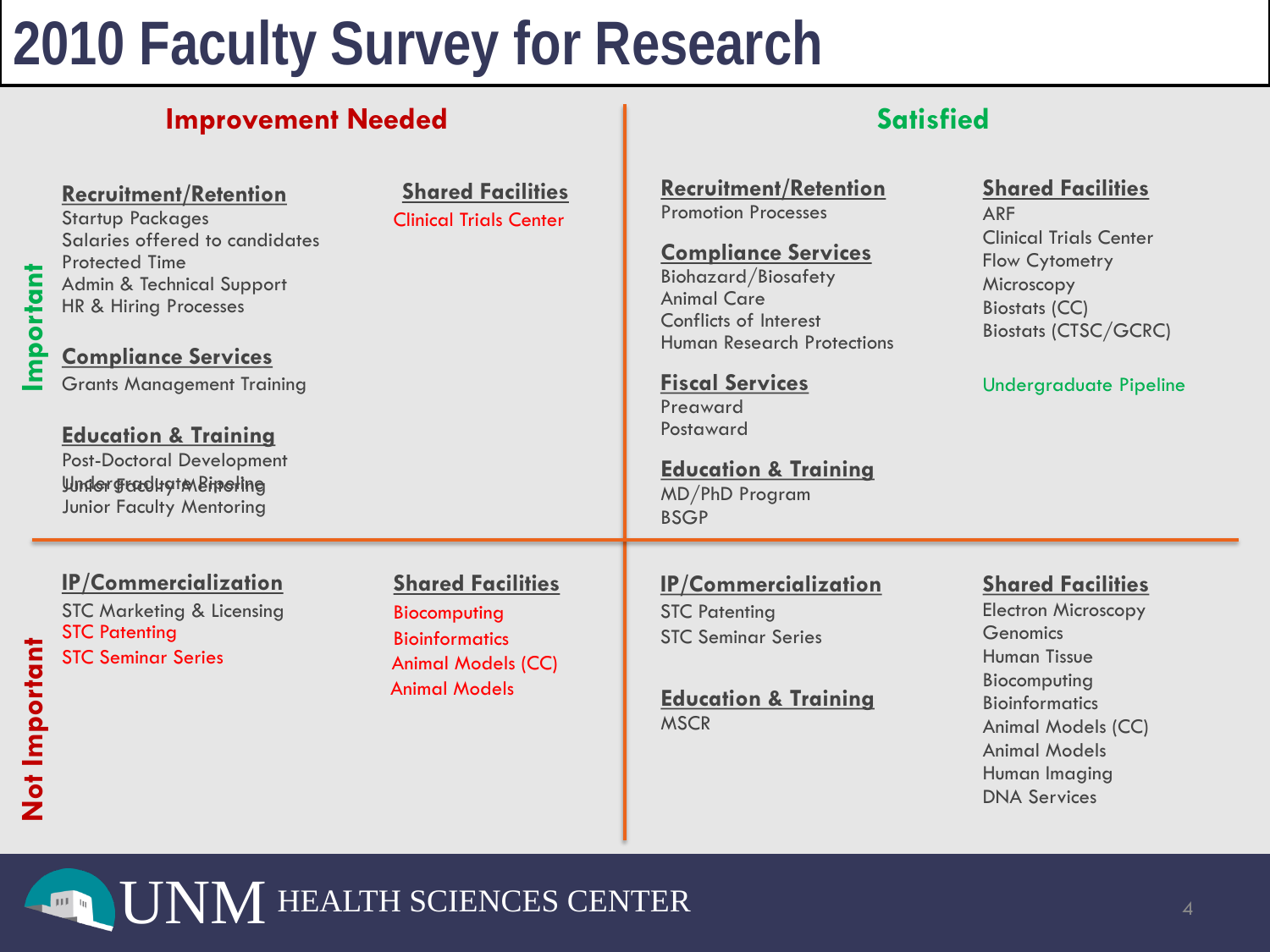# 2010 Faculty Survey for Research

## Important — Improvement Needed

**Recruitment/Retention**
- Startup Packages
- Salaries offered to candidates
- Protected Time
- Admin & Technical Support
- HR & Hiring Processes

**Compliance Services**
- Grants Management Training

**Education & Training**
- Post-Doctoral Development
- Undergraduate Pipeline
- Junior Faculty Mentoring

**Shared Facilities**
- Clinical Trials Center

## Important — Satisfied

**Recruitment/Retention**
- Promotion Processes

**Compliance Services**
- Biohazard/Biosafety
- Animal Care
- Conflicts of Interest
- Human Research Protections

**Fiscal Services**
- Preaward
- Postaward

**Education & Training**
- MD/PhD Program
- BSGP

**Shared Facilities**
- ARF
- Clinical Trials Center
- Flow Cytometry
- Microscopy
- Biostats (CC)
- Biostats (CTSC/GCRC)

Undergraduate Pipeline

## Not Important — Improvement Needed

**IP/Commercialization**
- STC Marketing & Licensing
- STC Patenting
- STC Seminar Series

**Shared Facilities**
- Biocomputing
- Bioinformatics
- Animal Models (CC)
- Animal Models

## Not Important — Satisfied

**IP/Commercialization**
- STC Patenting
- STC Seminar Series

**Education & Training**
- MSCR

**Shared Facilities**
- Electron Microscopy
- Genomics
- Human Tissue
- Biocomputing
- Bioinformatics
- Animal Models (CC)
- Animal Models
- Human Imaging
- DNA Services

UNM HEALTH SCIENCES CENTER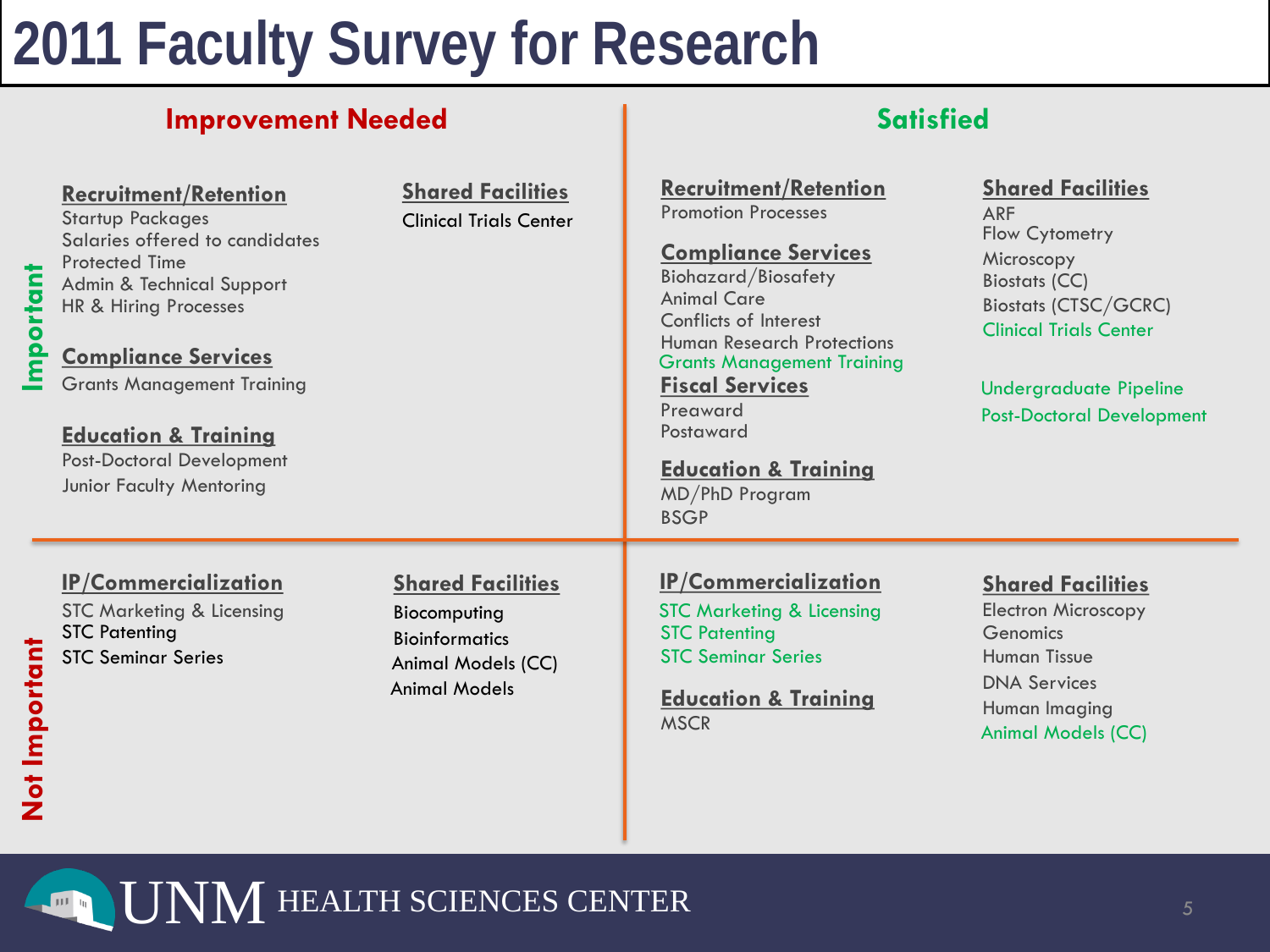# 2011 Faculty Survey for Research

## Important

### Improvement Needed

**Recruitment/Retention**
- Startup Packages
- Salaries offered to candidates
- Protected Time
- Admin & Technical Support
- HR & Hiring Processes

**Compliance Services**
- Grants Management Training

**Education & Training**
- Post-Doctoral Development
- Junior Faculty Mentoring

**Shared Facilities**
- Clinical Trials Center

### Satisfied

**Recruitment/Retention**
- Promotion Processes

**Compliance Services**
- Biohazard/Biosafety
- Animal Care
- Conflicts of Interest
- Human Research Protections
- Grants Management Training

**Fiscal Services**
- Preaward
- Postaward

**Education & Training**
- MD/PhD Program
- BSGP

**Shared Facilities**
- ARF
- Flow Cytometry
- Microscopy
- Biostats (CC)
- Biostats (CTSC/GCRC)
- Clinical Trials Center

- Undergraduate Pipeline
- Post-Doctoral Development

## Not Important

### Improvement Needed

**IP/Commercialization**
- STC Marketing & Licensing
- STC Patenting
- STC Seminar Series

**Shared Facilities**
- Biocomputing
- Bioinformatics
- Animal Models (CC)
- Animal Models

### Satisfied

**IP/Commercialization**
- STC Marketing & Licensing
- STC Patenting
- STC Seminar Series

**Education & Training**
- MSCR

**Shared Facilities**
- Electron Microscopy
- Genomics
- Human Tissue
- DNA Services
- Human Imaging
- Animal Models (CC)

UNM HEALTH SCIENCES CENTER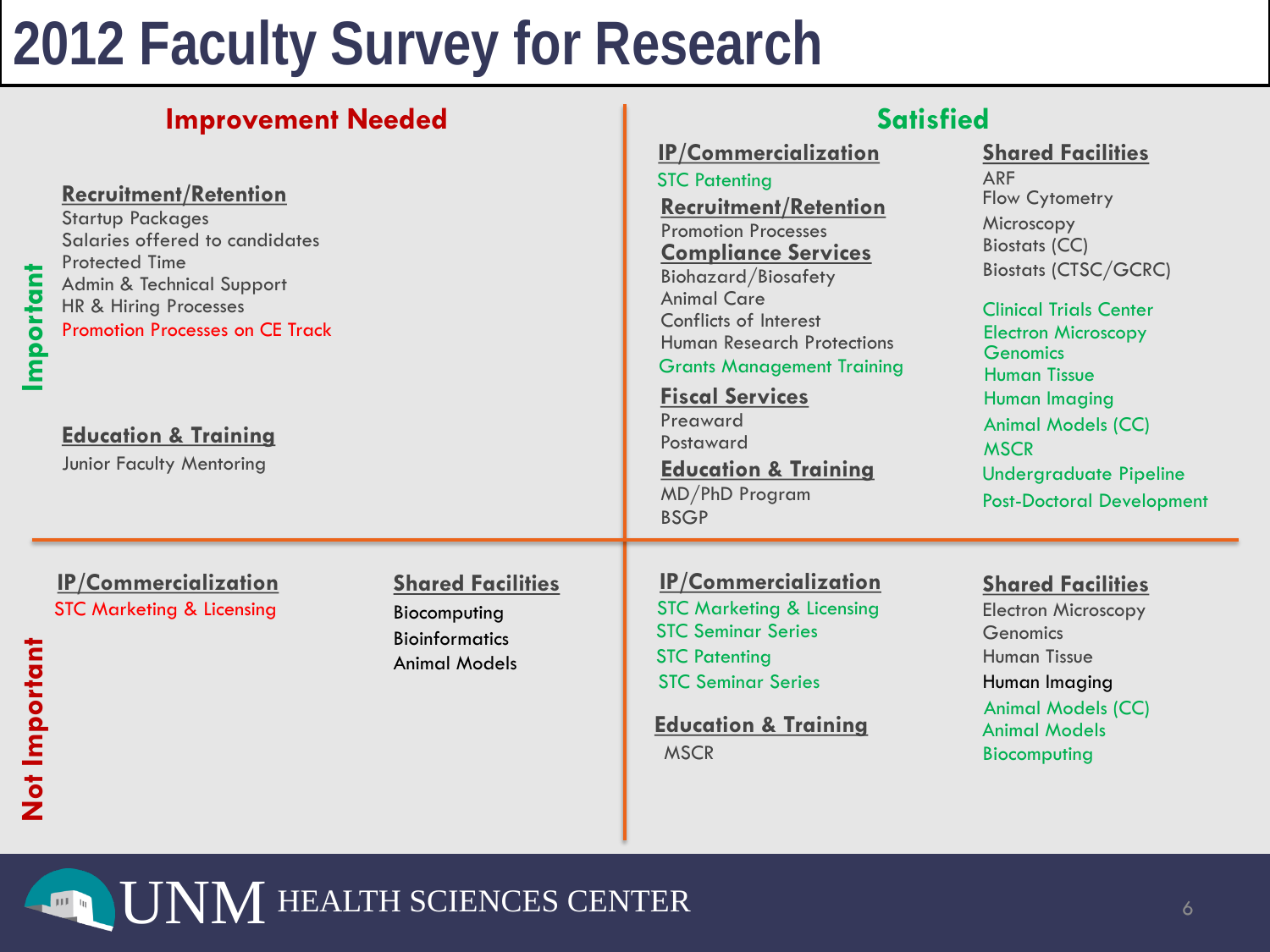# 2012 Faculty Survey for Research

## Important

### Improvement Needed

**Recruitment/Retention**
- Startup Packages
- Salaries offered to candidates
- Protected Time
- Admin & Technical Support
- HR & Hiring Processes
- Promotion Processes on CE Track

**Education & Training**
- Junior Faculty Mentoring

### Satisfied

**IP/Commercialization**
- STC Patenting

**Recruitment/Retention**
- Promotion Processes

**Compliance Services**
- Biohazard/Biosafety
- Animal Care
- Conflicts of Interest
- Human Research Protections
- Grants Management Training

**Fiscal Services**
- Preaward
- Postaward

**Education & Training**
- MD/PhD Program
- BSGP

**Shared Facilities**
- ARF
- Flow Cytometry
- Microscopy
- Biostats (CC)
- Biostats (CTSC/GCRC)
- Clinical Trials Center
- Electron Microscopy
- Genomics
- Human Tissue
- Human Imaging
- Animal Models (CC)
- MSCR
- Undergraduate Pipeline
- Post-Doctoral Development

## Not Important

### Improvement Needed

**IP/Commercialization**
- STC Marketing & Licensing

**Shared Facilities**
- Biocomputing
- Bioinformatics
- Animal Models

### Satisfied

**IP/Commercialization**
- STC Marketing & Licensing
- STC Seminar Series
- STC Patenting
- STC Seminar Series

**Education & Training**
- MSCR

**Shared Facilities**
- Electron Microscopy
- Genomics
- Human Tissue
- Human Imaging
- Animal Models (CC)
- Animal Models
- Biocomputing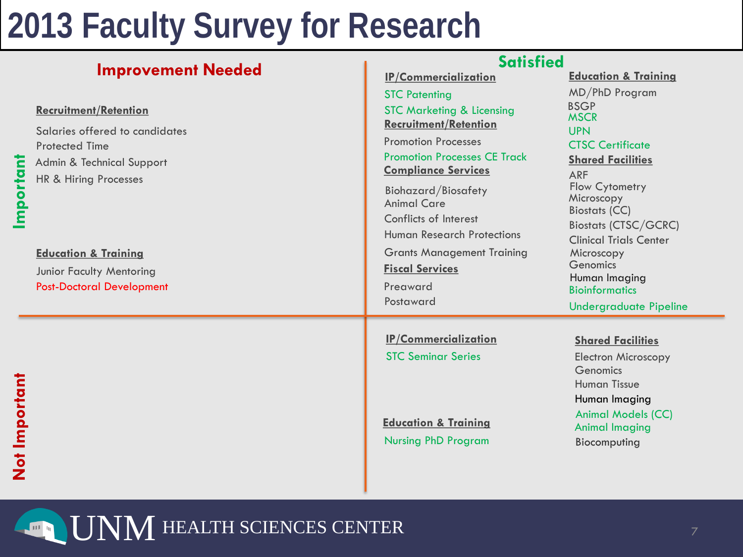# 2013 Faculty Survey for Research

## Important

### Improvement Needed

**Recruitment/Retention**

- Salaries offered to candidates
- Protected Time
- Admin & Technical Support
- HR & Hiring Processes

**Education & Training**

- Junior Faculty Mentoring
- Post-Doctoral Development

### Satisfied

**IP/Commercialization**

- STC Patenting
- STC Marketing & Licensing

**Recruitment/Retention**

- Promotion Processes
- Promotion Processes CE Track

**Compliance Services**

- Biohazard/Biosafety
- Animal Care
- Conflicts of Interest
- Human Research Protections
- Grants Management Training

**Fiscal Services**

- Preaward
- Postaward

**Education & Training**

- MD/PhD Program
- BSGP
- MSCR
- UPN
- CTSC Certificate

**Shared Facilities**

- ARF
- Flow Cytometry
- Microscopy
- Biostats (CC)
- Biostats (CTSC/GCRC)
- Clinical Trials Center
- Microscopy
- Genomics
- Human Imaging
- Bioinformatics
- Undergraduate Pipeline

## Not Important

### Satisfied

**IP/Commercialization**

- STC Seminar Series

**Education & Training**

- Nursing PhD Program

**Shared Facilities**

- Electron Microscopy
- Genomics
- Human Tissue
- Human Imaging
- Animal Models (CC)
- Animal Imaging
- Biocomputing

UNM HEALTH SCIENCES CENTER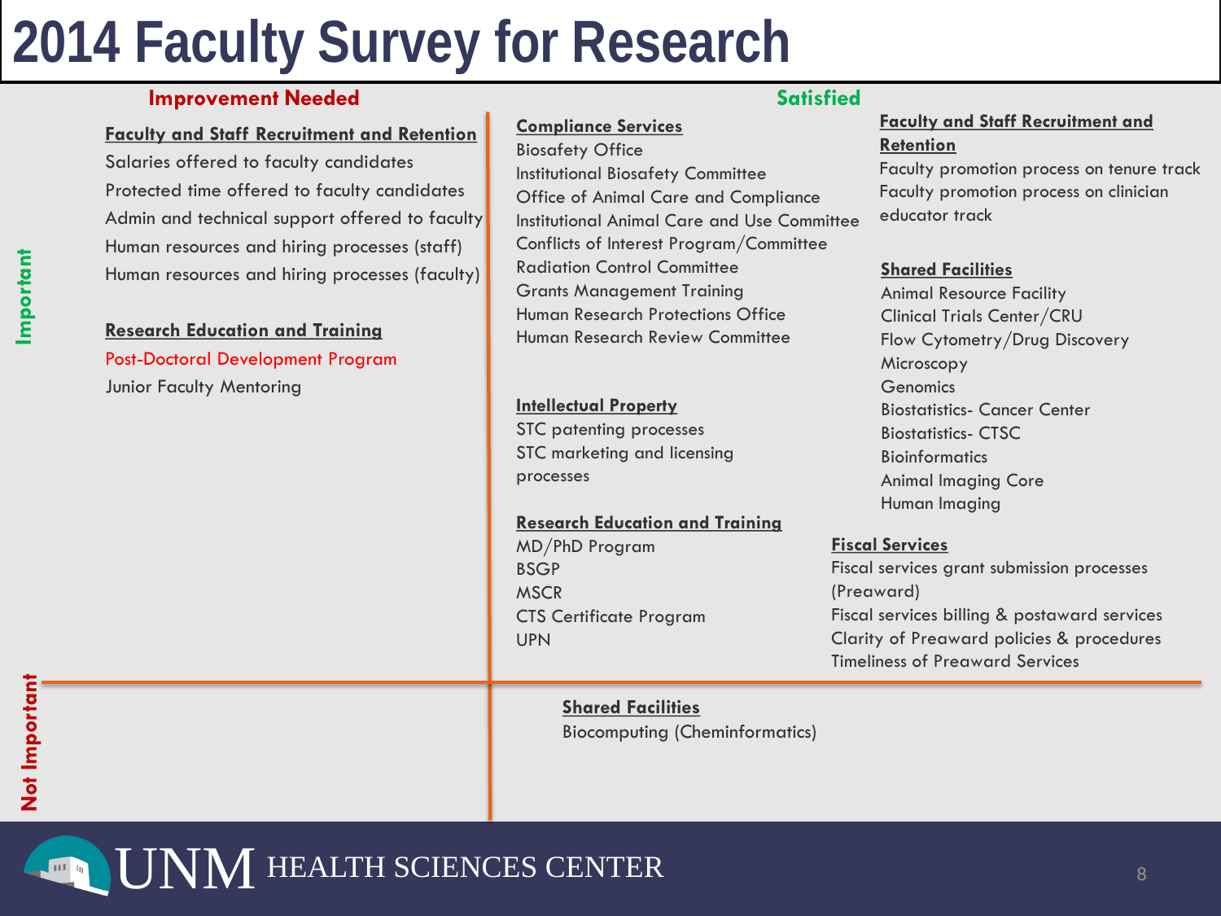# 2014 Faculty Survey for Research

## Important

### Improvement Needed

**Faculty and Staff Recruitment and Retention**

- Salaries offered to faculty candidates
- Protected time offered to faculty candidates
- Admin and technical support offered to faculty
- Human resources and hiring processes (staff)
- Human resources and hiring processes (faculty)

**Research Education and Training**

- Post-Doctoral Development Program
- Junior Faculty Mentoring

### Satisfied

**Compliance Services**

- Biosafety Office
- Institutional Biosafety Committee
- Office of Animal Care and Compliance
- Institutional Animal Care and Use Committee
- Conflicts of Interest Program/Committee
- Radiation Control Committee
- Grants Management Training
- Human Research Protections Office
- Human Research Review Committee

**Intellectual Property**

- STC patenting processes
- STC marketing and licensing processes

**Research Education and Training**

- MD/PhD Program
- BSGP
- MSCR
- CTS Certificate Program
- UPN

**Faculty and Staff Recruitment and Retention**

- Faculty promotion process on tenure track
- Faculty promotion process on clinician educator track

**Shared Facilities**

- Animal Resource Facility
- Clinical Trials Center/CRU
- Flow Cytometry/Drug Discovery
- Microscopy
- Genomics
- Biostatistics- Cancer Center
- Biostatistics- CTSC
- Bioinformatics
- Animal Imaging Core
- Human Imaging

**Fiscal Services**

- Fiscal services grant submission processes (Preaward)
- Fiscal services billing & postaward services
- Clarity of Preaward policies & procedures
- Timeliness of Preaward Services

## Not Important

### Satisfied

**Shared Facilities**

- Biocomputing (Cheminformatics)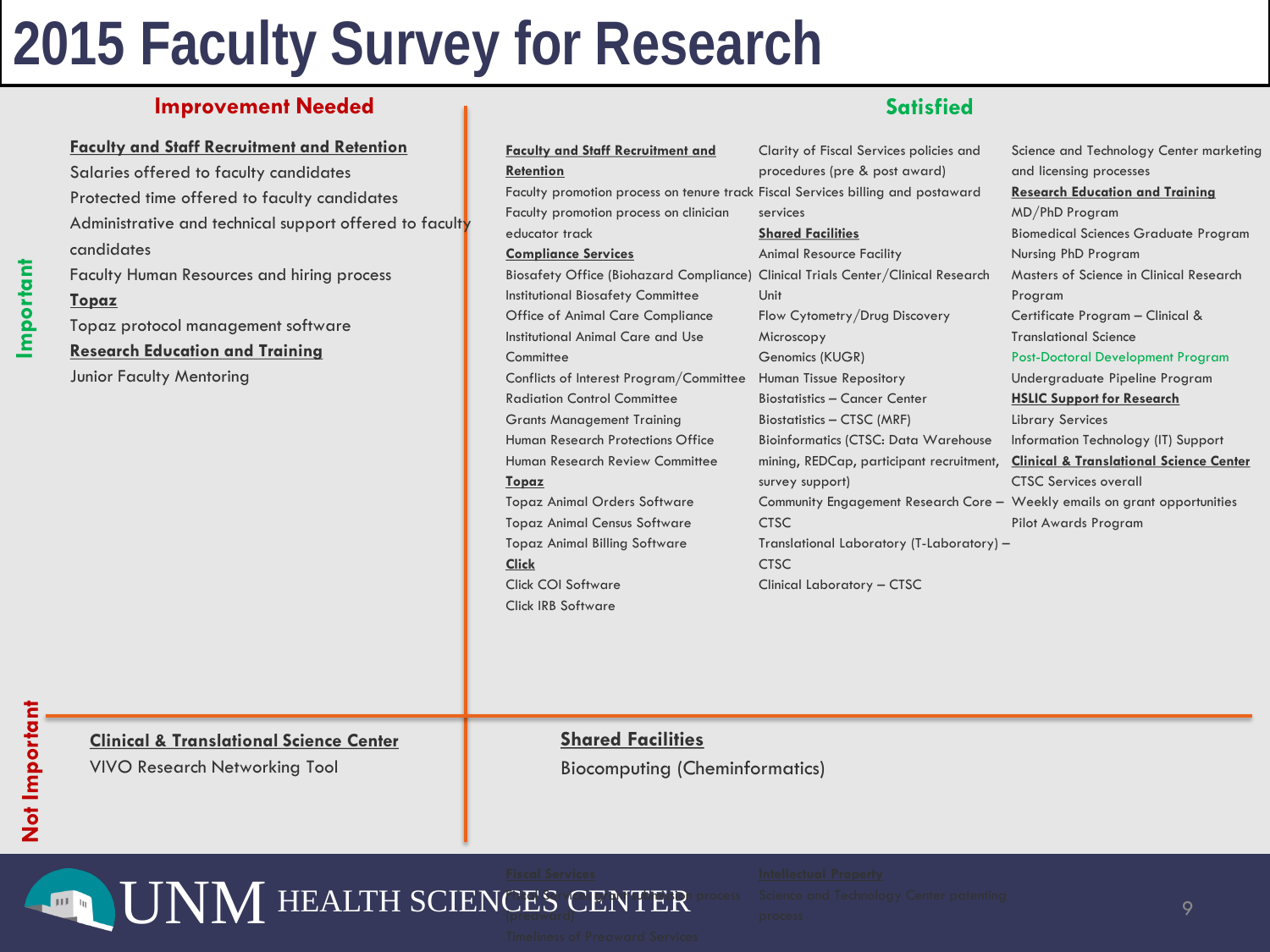# 2015 Faculty Survey for Research

## Important — Improvement Needed

**Faculty and Staff Recruitment and Retention**

Salaries offered to faculty candidates

Protected time offered to faculty candidates

Administrative and technical support offered to faculty candidates

Faculty Human Resources and hiring process

**Topaz**

Topaz protocol management software

**Research Education and Training**

Junior Faculty Mentoring

## Important — Satisfied

**Faculty and Staff Recruitment and Retention**

Faculty promotion process on tenure track

Faculty promotion process on clinician educator track

**Compliance Services**

Biosafety Office (Biohazard Compliance)

Institutional Biosafety Committee

Office of Animal Care Compliance

Institutional Animal Care and Use Committee

Conflicts of Interest Program/Committee

Radiation Control Committee

Grants Management Training

Human Research Protections Office

Human Research Review Committee

**Topaz**

Topaz Animal Orders Software

Topaz Animal Census Software

Topaz Animal Billing Software

**Click**

Click COI Software

Click IRB Software

Clarity of Fiscal Services policies and procedures (pre & post award)

Fiscal Services billing and postaward services

**Shared Facilities**

Animal Resource Facility

Clinical Trials Center/Clinical Research Unit

Flow Cytometry/Drug Discovery

Microscopy

Genomics (KUGR)

Human Tissue Repository

Biostatistics – Cancer Center

Biostatistics – CTSC (MRF)

Bioinformatics (CTSC: Data Warehouse mining, REDCap, participant recruitment, survey support)

Community Engagement Research Core – CTSC

Translational Laboratory (T-Laboratory) – CTSC

Clinical Laboratory – CTSC

Science and Technology Center marketing and licensing processes

**Research Education and Training**

MD/PhD Program

Biomedical Sciences Graduate Program

Nursing PhD Program

Masters of Science in Clinical Research Program

Certificate Program – Clinical & Translational Science

Post-Doctoral Development Program

Undergraduate Pipeline Program

**HSLIC Support for Research**

Library Services

Information Technology (IT) Support

**Clinical & Translational Science Center**

CTSC Services overall

Weekly emails on grant opportunities

Pilot Awards Program

## Not Important — Improvement Needed

**Clinical & Translational Science Center**

VIVO Research Networking Tool

## Not Important — Satisfied

**Shared Facilities**

Biocomputing (Cheminformatics)

**Fiscal Services**

Fiscal Services ... process (preaward)

Timeliness of Preaward Services

**Intellectual Property**

Science and Technology Center patenting process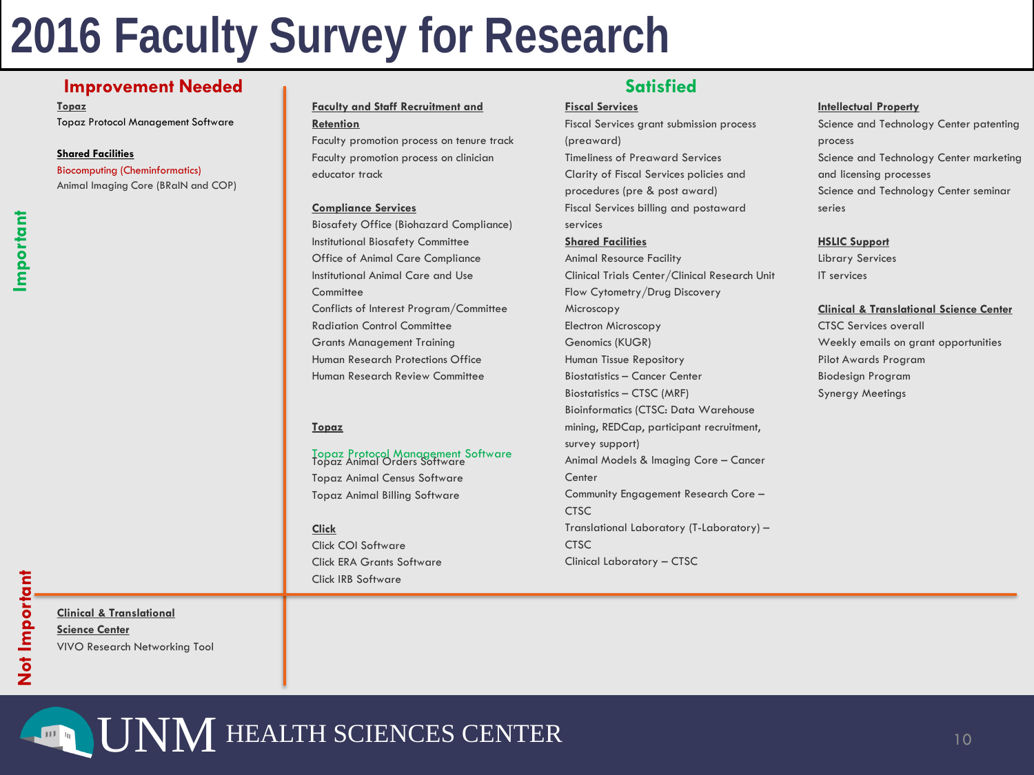# 2016 Faculty Survey for Research

## Important

### Improvement Needed

**Topaz**

Topaz Protocol Management Software

**Shared Facilities**

Biocomputing (Cheminformatics)

Animal Imaging Core (BRaIN and COP)

### Satisfied

**Faculty and Staff Recruitment and Retention**

Faculty promotion process on tenure track

Faculty promotion process on clinician educator track

**Compliance Services**

Biosafety Office (Biohazard Compliance)

Institutional Biosafety Committee

Office of Animal Care Compliance

Institutional Animal Care and Use Committee

Conflicts of Interest Program/Committee

Radiation Control Committee

Grants Management Training

Human Research Protections Office

Human Research Review Committee

**Topaz**

Topaz Protocol Management Software

Topaz Animal Orders Software

Topaz Animal Census Software

Topaz Animal Billing Software

**Click**

Click COI Software

Click ERA Grants Software

Click IRB Software

**Fiscal Services**

Fiscal Services grant submission process (preaward)

Timeliness of Preaward Services

Clarity of Fiscal Services policies and procedures (pre & post award)

Fiscal Services billing and postaward services

**Shared Facilities**

Animal Resource Facility

Clinical Trials Center/Clinical Research Unit

Flow Cytometry/Drug Discovery

Microscopy

Electron Microscopy

Genomics (KUGR)

Human Tissue Repository

Biostatistics – Cancer Center

Biostatistics – CTSC (MRF)

Bioinformatics (CTSC: Data Warehouse mining, REDCap, participant recruitment, survey support)

Animal Models & Imaging Core – Cancer Center

Community Engagement Research Core – CTSC

Translational Laboratory (T-Laboratory) – CTSC

Clinical Laboratory – CTSC

**Intellectual Property**

Science and Technology Center patenting process

Science and Technology Center marketing and licensing processes

Science and Technology Center seminar series

**HSLIC Support**

Library Services

IT services

**Clinical & Translational Science Center**

CTSC Services overall

Weekly emails on grant opportunities

Pilot Awards Program

Biodesign Program

Synergy Meetings

## Not Important

### Improvement Needed

**Clinical & Translational Science Center**

VIVO Research Networking Tool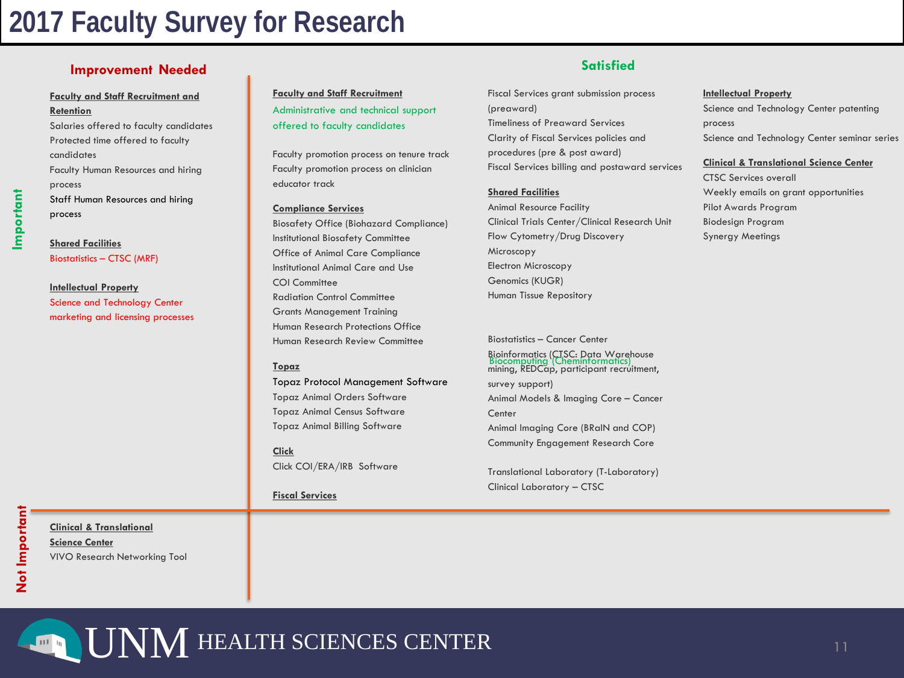# 2017 Faculty Survey for Research

## Important

### Improvement Needed

**Faculty and Staff Recruitment and Retention**

- Salaries offered to faculty candidates
- Protected time offered to faculty candidates
- Faculty Human Resources and hiring process
- Staff Human Resources and hiring process

**Shared Facilities**

- Biostatistics – CTSC (MRF)

**Intellectual Property**

- Science and Technology Center marketing and licensing processes

### Satisfied

**Faculty and Staff Recruitment**

- Administrative and technical support offered to faculty candidates
- Faculty promotion process on tenure track
- Faculty promotion process on clinician educator track

**Compliance Services**

- Biosafety Office (Biohazard Compliance)
- Institutional Biosafety Committee
- Office of Animal Care Compliance
- Institutional Animal Care and Use
- COI Committee
- Radiation Control Committee
- Grants Management Training
- Human Research Protections Office
- Human Research Review Committee

**Topaz**

- Topaz Protocol Management Software
- Topaz Animal Orders Software
- Topaz Animal Census Software
- Topaz Animal Billing Software

**Click**

- Click COI/ERA/IRB Software

**Fiscal Services**

- Fiscal Services grant submission process (preaward)
- Timeliness of Preaward Services
- Clarity of Fiscal Services policies and procedures (pre & post award)
- Fiscal Services billing and postaward services

**Shared Facilities**

- Animal Resource Facility
- Clinical Trials Center/Clinical Research Unit
- Flow Cytometry/Drug Discovery
- Microscopy
- Electron Microscopy
- Genomics (KUGR)
- Human Tissue Repository
- Biostatistics – Cancer Center
- Bioinformatics (CTSC: Data Warehouse mining, REDCap, participant recruitment, survey support)
- Biocomputing (Cheminformatics)
- Animal Models & Imaging Core – Cancer Center
- Animal Imaging Core (BRaIN and COP)
- Community Engagement Research Core
- Translational Laboratory (T-Laboratory)
- Clinical Laboratory – CTSC

**Intellectual Property**

- Science and Technology Center patenting process
- Science and Technology Center seminar series

**Clinical & Translational Science Center**

- CTSC Services overall
- Weekly emails on grant opportunities
- Pilot Awards Program
- Biodesign Program
- Synergy Meetings

## Not Important

### Improvement Needed

**Clinical & Translational Science Center**

- VIVO Research Networking Tool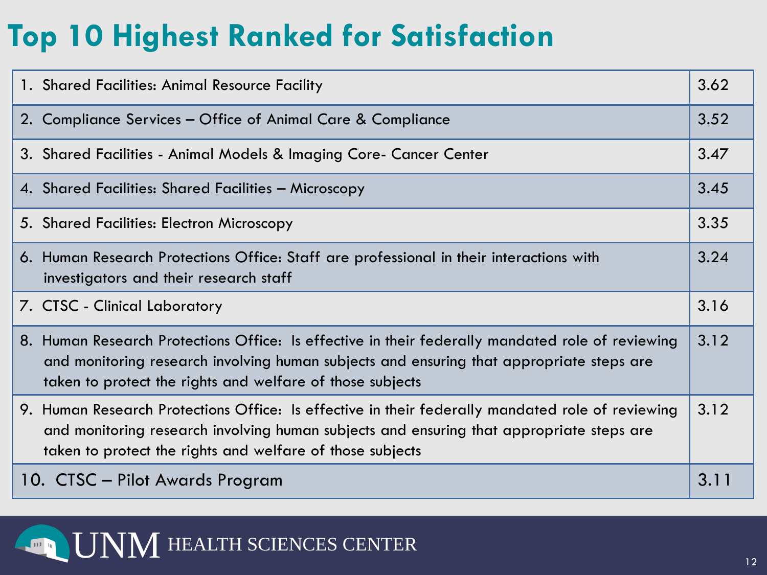# Top 10 Highest Ranked for Satisfaction

| Item | Score |
|---|---|
| 1. Shared Facilities: Animal Resource Facility | 3.62 |
| 2. Compliance Services – Office of Animal Care & Compliance | 3.52 |
| 3. Shared Facilities - Animal Models & Imaging Core- Cancer Center | 3.47 |
| 4. Shared Facilities: Shared Facilities – Microscopy | 3.45 |
| 5. Shared Facilities: Electron Microscopy | 3.35 |
| 6. Human Research Protections Office: Staff are professional in their interactions with investigators and their research staff | 3.24 |
| 7. CTSC - Clinical Laboratory | 3.16 |
| 8. Human Research Protections Office: Is effective in their federally mandated role of reviewing and monitoring research involving human subjects and ensuring that appropriate steps are taken to protect the rights and welfare of those subjects | 3.12 |
| 9. Human Research Protections Office: Is effective in their federally mandated role of reviewing and monitoring research involving human subjects and ensuring that appropriate steps are taken to protect the rights and welfare of those subjects | 3.12 |
| 10. CTSC – Pilot Awards Program | 3.11 |

UNM HEALTH SCIENCES CENTER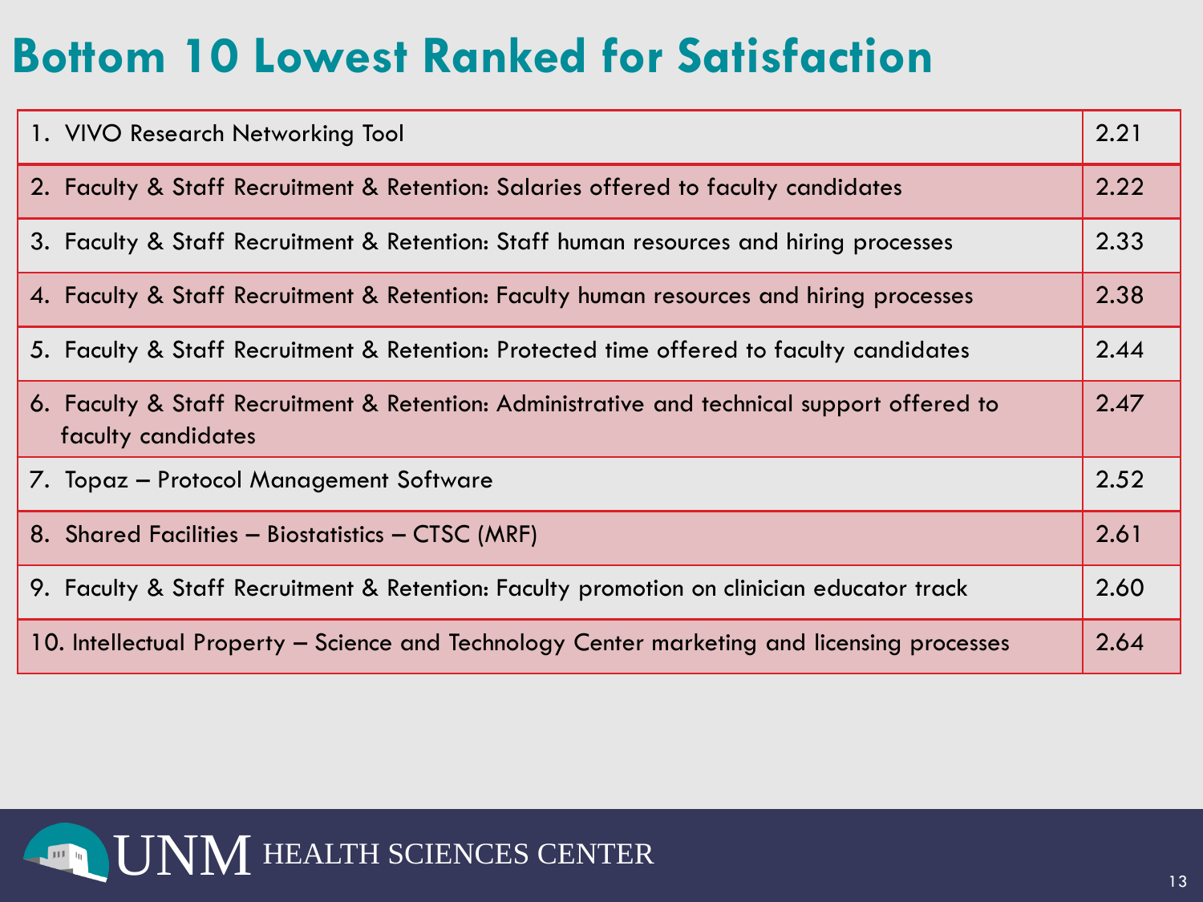# Bottom 10 Lowest Ranked for Satisfaction

| Item | Score |
|---|---|
| 1. VIVO Research Networking Tool | 2.21 |
| 2. Faculty & Staff Recruitment & Retention: Salaries offered to faculty candidates | 2.22 |
| 3. Faculty & Staff Recruitment & Retention: Staff human resources and hiring processes | 2.33 |
| 4. Faculty & Staff Recruitment & Retention: Faculty human resources and hiring processes | 2.38 |
| 5. Faculty & Staff Recruitment & Retention: Protected time offered to faculty candidates | 2.44 |
| 6. Faculty & Staff Recruitment & Retention: Administrative and technical support offered to faculty candidates | 2.47 |
| 7. Topaz – Protocol Management Software | 2.52 |
| 8. Shared Facilities – Biostatistics – CTSC (MRF) | 2.61 |
| 9. Faculty & Staff Recruitment & Retention: Faculty promotion on clinician educator track | 2.60 |
| 10. Intellectual Property – Science and Technology Center marketing and licensing processes | 2.64 |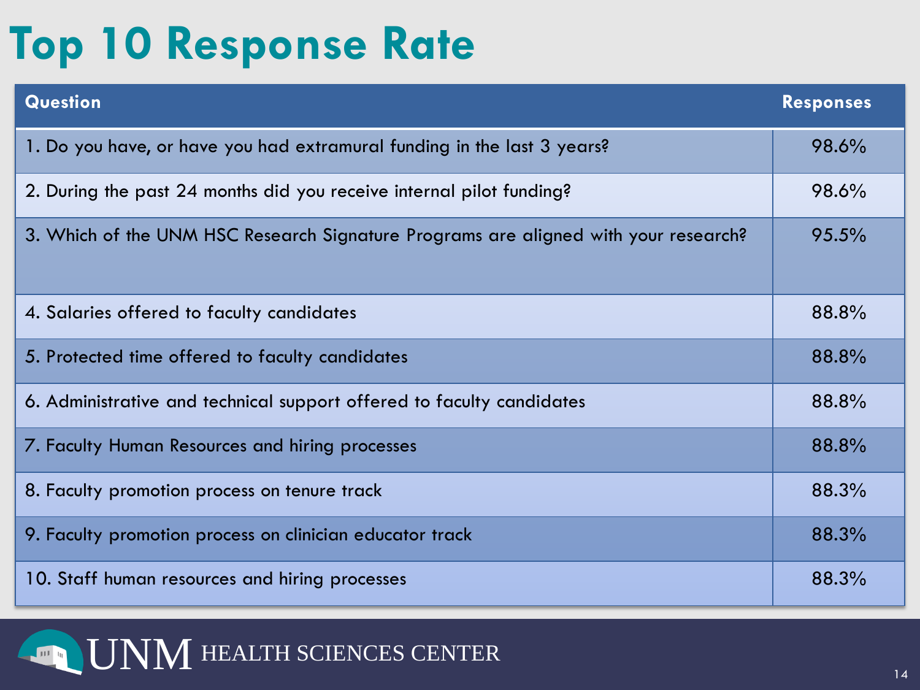# Top 10 Response Rate

| Question | Responses |
|---|---|
| 1. Do you have, or have you had extramural funding in the last 3 years? | 98.6% |
| 2. During the past 24 months did you receive internal pilot funding? | 98.6% |
| 3. Which of the UNM HSC Research Signature Programs are aligned with your research? | 95.5% |
| 4. Salaries offered to faculty candidates | 88.8% |
| 5. Protected time offered to faculty candidates | 88.8% |
| 6. Administrative and technical support offered to faculty candidates | 88.8% |
| 7. Faculty Human Resources and hiring processes | 88.8% |
| 8. Faculty promotion process on tenure track | 88.3% |
| 9. Faculty promotion process on clinician educator track | 88.3% |
| 10. Staff human resources and hiring processes | 88.3% |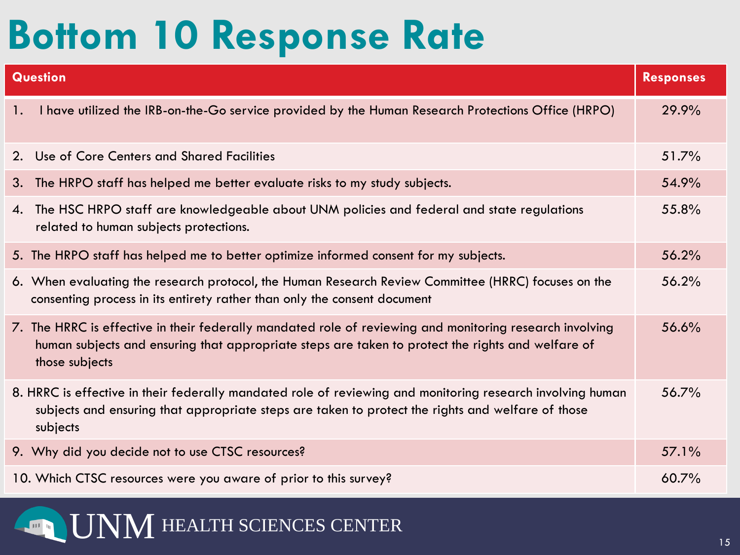# Bottom 10 Response Rate

| Question | Responses |
|---|---|
| 1. I have utilized the IRB-on-the-Go service provided by the Human Research Protections Office (HRPO) | 29.9% |
| 2. Use of Core Centers and Shared Facilities | 51.7% |
| 3. The HRPO staff has helped me better evaluate risks to my study subjects. | 54.9% |
| 4. The HSC HRPO staff are knowledgeable about UNM policies and federal and state regulations related to human subjects protections. | 55.8% |
| 5. The HRPO staff has helped me to better optimize informed consent for my subjects. | 56.2% |
| 6. When evaluating the research protocol, the Human Research Review Committee (HRRC) focuses on the consenting process in its entirety rather than only the consent document | 56.2% |
| 7. The HRRC is effective in their federally mandated role of reviewing and monitoring research involving human subjects and ensuring that appropriate steps are taken to protect the rights and welfare of those subjects | 56.6% |
| 8. HRRC is effective in their federally mandated role of reviewing and monitoring research involving human subjects and ensuring that appropriate steps are taken to protect the rights and welfare of those subjects | 56.7% |
| 9. Why did you decide not to use CTSC resources? | 57.1% |
| 10. Which CTSC resources were you aware of prior to this survey? | 60.7% |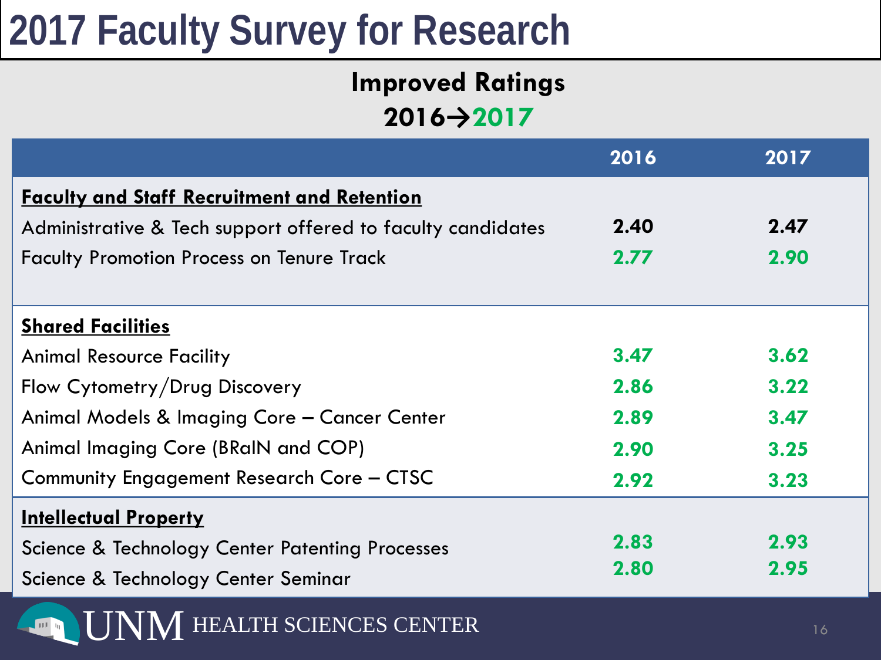# 2017 Faculty Survey for Research

## Improved Ratings

## 2016→2017

| | 2016 | 2017 |
|---|---|---|
| **Faculty and Staff Recruitment and Retention** | | |
| Administrative & Tech support offered to faculty candidates | 2.40 | 2.47 |
| Faculty Promotion Process on Tenure Track | 2.77 | 2.90 |
| **Shared Facilities** | | |
| Animal Resource Facility | 3.47 | 3.62 |
| Flow Cytometry/Drug Discovery | 2.86 | 3.22 |
| Animal Models & Imaging Core – Cancer Center | 2.89 | 3.47 |
| Animal Imaging Core (BRaIN and COP) | 2.90 | 3.25 |
| Community Engagement Research Core – CTSC | 2.92 | 3.23 |
| **Intellectual Property** | | |
| Science & Technology Center Patenting Processes | 2.83 | 2.93 |
| Science & Technology Center Seminar | 2.80 | 2.95 |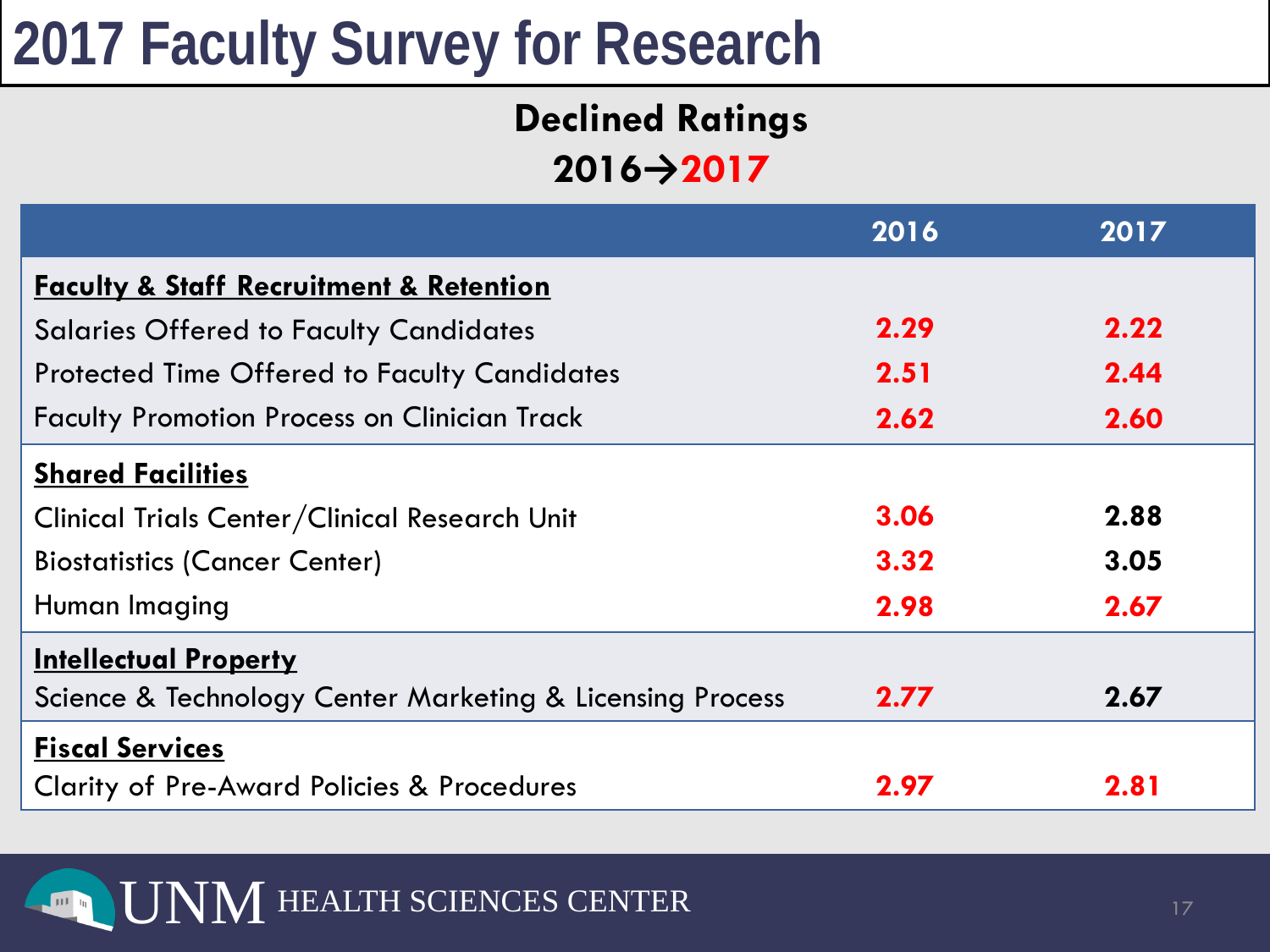# 2017 Faculty Survey for Research

## Declined Ratings

## 2016→2017

| | 2016 | 2017 |
|---|---|---|
| **Faculty & Staff Recruitment & Retention** | | |
| Salaries Offered to Faculty Candidates | **2.29** | **2.22** |
| Protected Time Offered to Faculty Candidates | **2.51** | **2.44** |
| Faculty Promotion Process on Clinician Track | **2.62** | **2.60** |
| **Shared Facilities** | | |
| Clinical Trials Center/Clinical Research Unit | **3.06** | **2.88** |
| Biostatistics (Cancer Center) | **3.32** | **3.05** |
| Human Imaging | **2.98** | **2.67** |
| **Intellectual Property** | | |
| Science & Technology Center Marketing & Licensing Process | **2.77** | **2.67** |
| **Fiscal Services** | | |
| Clarity of Pre-Award Policies & Procedures | **2.97** | **2.81** |

UNM HEALTH SCIENCES CENTER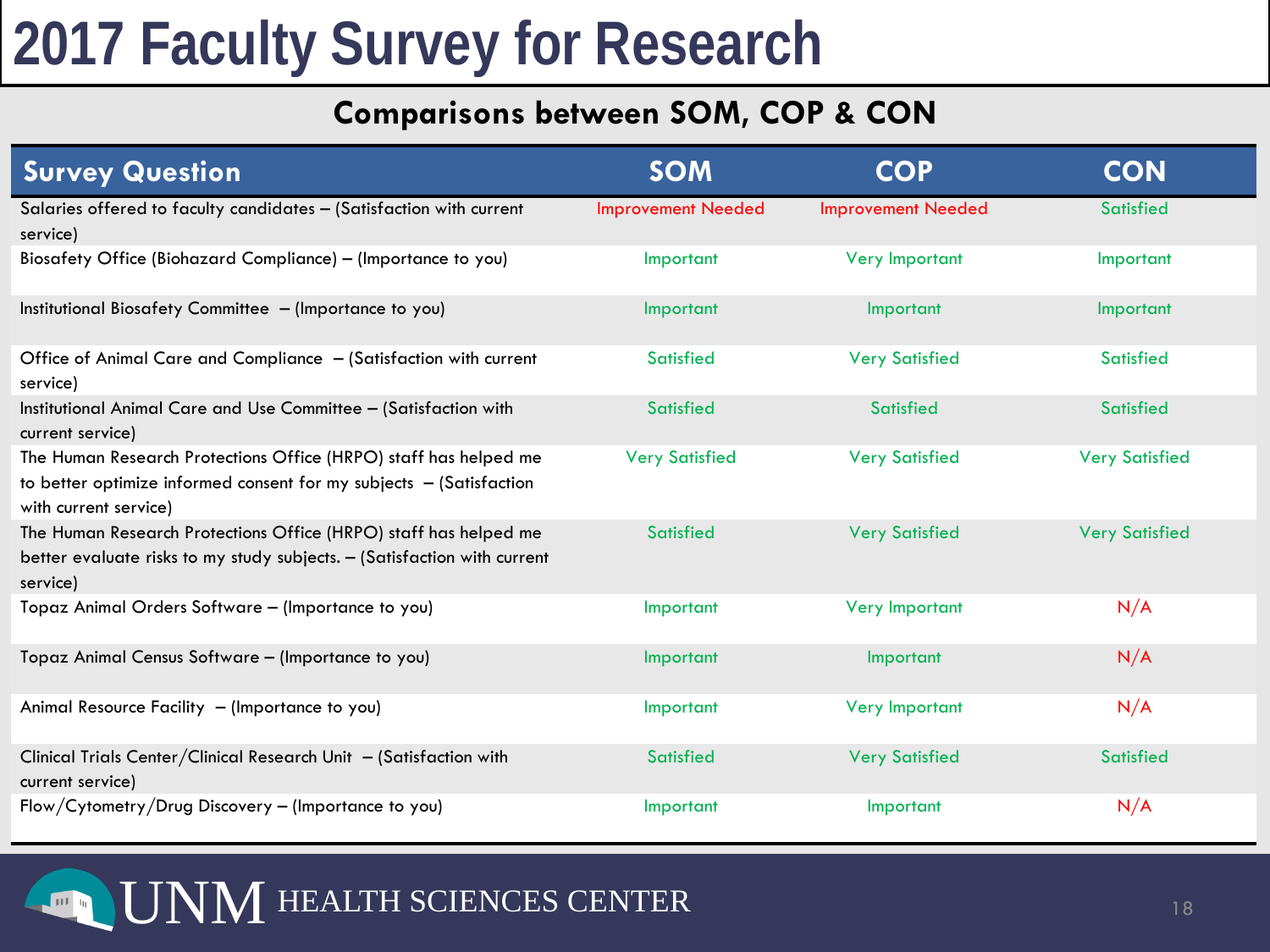# 2017 Faculty Survey for Research

## Comparisons between SOM, COP & CON

| Survey Question | SOM | COP | CON |
|---|---|---|---|
| Salaries offered to faculty candidates – (Satisfaction with current service) | Improvement Needed | Improvement Needed | Satisfied |
| Biosafety Office (Biohazard Compliance) – (Importance to you) | Important | Very Important | Important |
| Institutional Biosafety Committee – (Importance to you) | Important | Important | Important |
| Office of Animal Care and Compliance – (Satisfaction with current service) | Satisfied | Very Satisfied | Satisfied |
| Institutional Animal Care and Use Committee – (Satisfaction with current service) | Satisfied | Satisfied | Satisfied |
| The Human Research Protections Office (HRPO) staff has helped me to better optimize informed consent for my subjects – (Satisfaction with current service) | Very Satisfied | Very Satisfied | Very Satisfied |
| The Human Research Protections Office (HRPO) staff has helped me better evaluate risks to my study subjects. – (Satisfaction with current service) | Satisfied | Very Satisfied | Very Satisfied |
| Topaz Animal Orders Software – (Importance to you) | Important | Very Important | N/A |
| Topaz Animal Census Software – (Importance to you) | Important | Important | N/A |
| Animal Resource Facility – (Importance to you) | Important | Very Important | N/A |
| Clinical Trials Center/Clinical Research Unit – (Satisfaction with current service) | Satisfied | Very Satisfied | Satisfied |
| Flow/Cytometry/Drug Discovery – (Importance to you) | Important | Important | N/A |

UNM HEALTH SCIENCES CENTER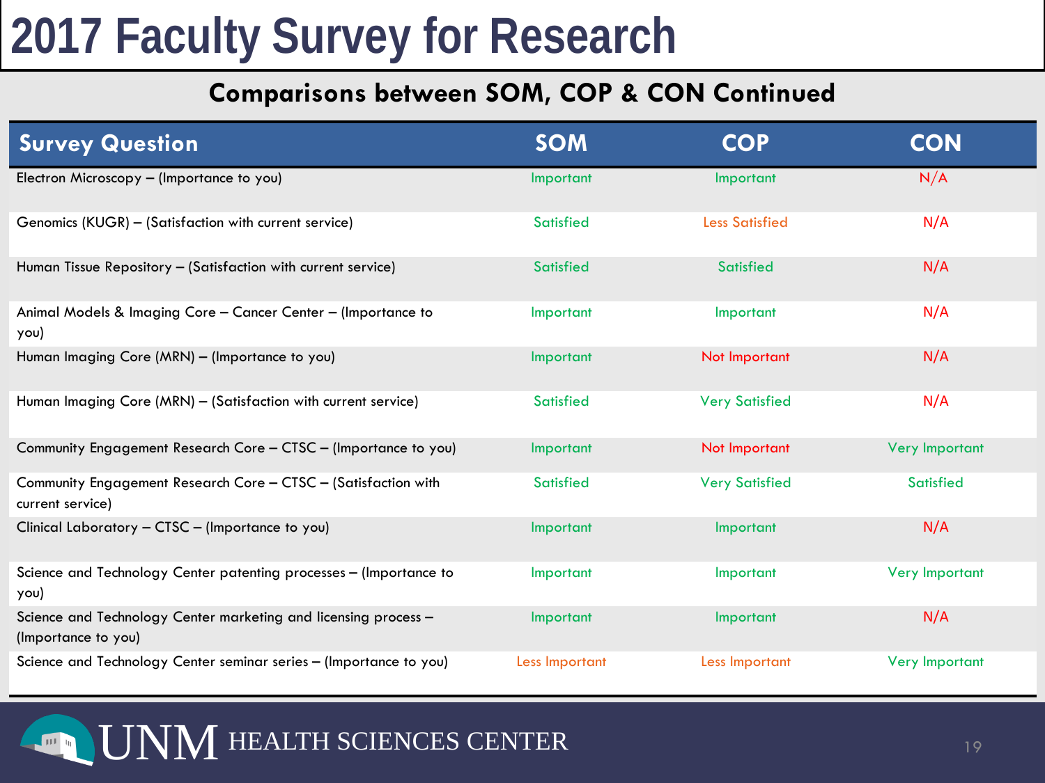# 2017 Faculty Survey for Research

## Comparisons between SOM, COP & CON Continued

| Survey Question | SOM | COP | CON |
| --- | --- | --- | --- |
| Electron Microscopy – (Importance to you) | Important | Important | N/A |
| Genomics (KUGR) – (Satisfaction with current service) | Satisfied | Less Satisfied | N/A |
| Human Tissue Repository – (Satisfaction with current service) | Satisfied | Satisfied | N/A |
| Animal Models & Imaging Core – Cancer Center – (Importance to you) | Important | Important | N/A |
| Human Imaging Core (MRN) – (Importance to you) | Important | Not Important | N/A |
| Human Imaging Core (MRN) – (Satisfaction with current service) | Satisfied | Very Satisfied | N/A |
| Community Engagement Research Core – CTSC – (Importance to you) | Important | Not Important | Very Important |
| Community Engagement Research Core – CTSC – (Satisfaction with current service) | Satisfied | Very Satisfied | Satisfied |
| Clinical Laboratory – CTSC – (Importance to you) | Important | Important | N/A |
| Science and Technology Center patenting processes – (Importance to you) | Important | Important | Very Important |
| Science and Technology Center marketing and licensing process – (Importance to you) | Important | Important | N/A |
| Science and Technology Center seminar series – (Importance to you) | Less Important | Less Important | Very Important |

UNM HEALTH SCIENCES CENTER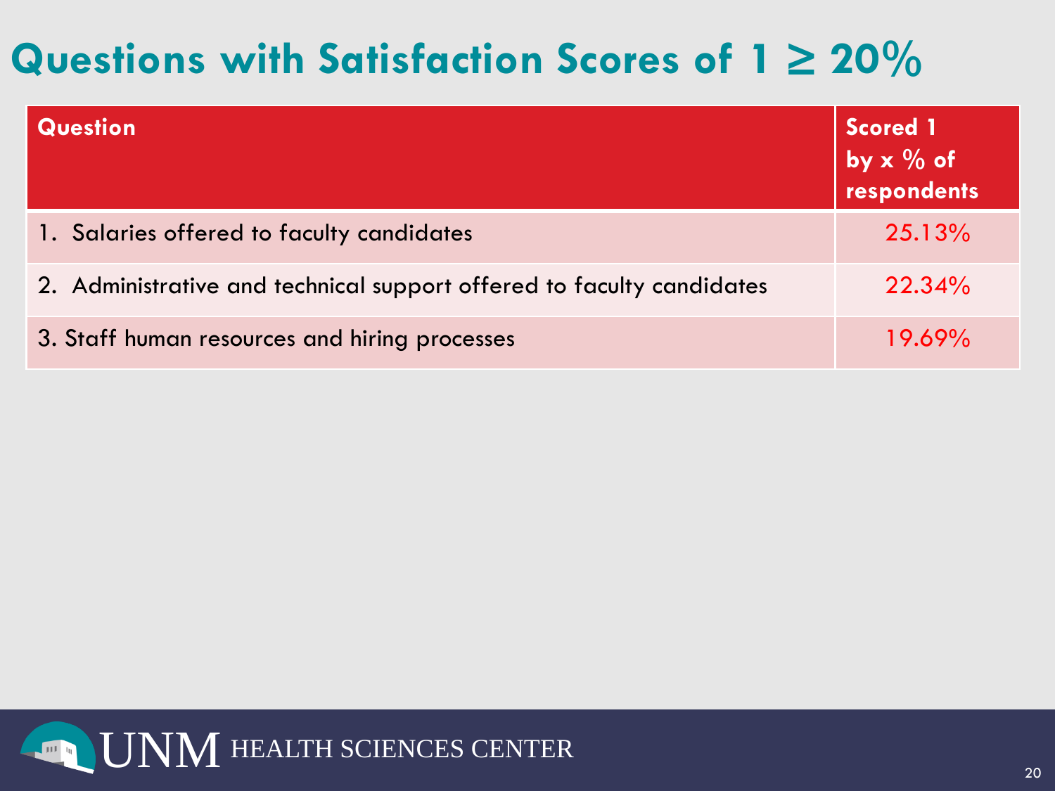# Questions with Satisfaction Scores of 1 ≥ 20%

| Question | Scored 1 by x % of respondents |
|---|---|
| 1. Salaries offered to faculty candidates | 25.13% |
| 2. Administrative and technical support offered to faculty candidates | 22.34% |
| 3. Staff human resources and hiring processes | 19.69% |

UNM HEALTH SCIENCES CENTER